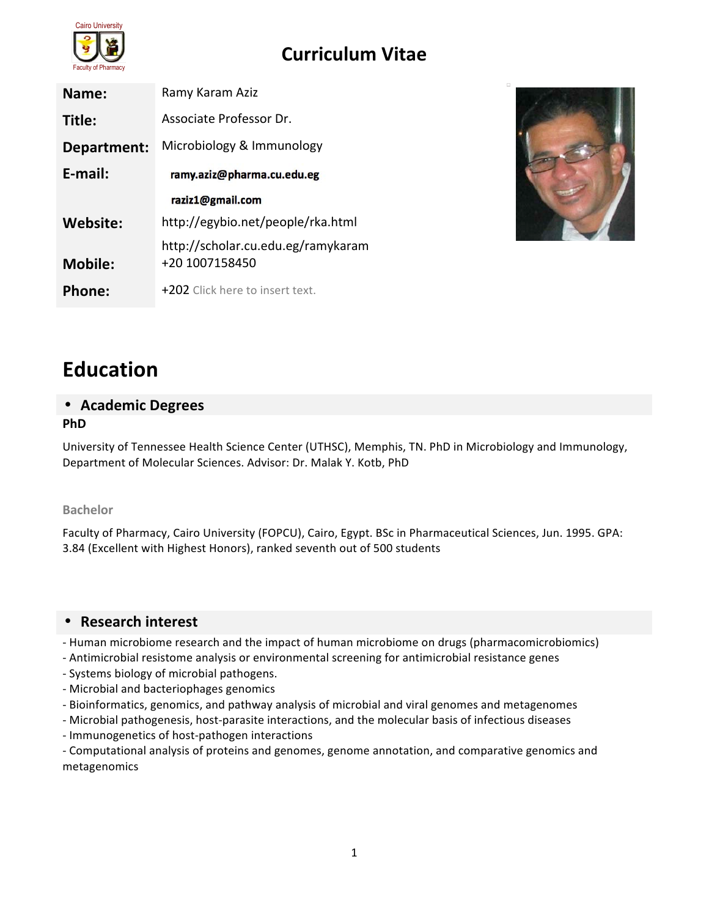# Curriculum Vitae

| | |
|---|---|
| **Name:** | Ramy Karam Aziz |
| **Title:** | Associate Professor Dr. |
| **Department:** | Microbiology & Immunology |
| **E-mail:** | ramy.aziz@pharma.cu.edu.eg |
| | raziz1@gmail.com |
| **Website:** | http://egybio.net/people/rka.html |
| | http://scholar.cu.edu.eg/ramykaram |
| **Mobile:** | +20 1007158450 |
| **Phone:** | +202 Click here to insert text. |

# Education

## • Academic Degrees

**PhD**

University of Tennessee Health Science Center (UTHSC), Memphis, TN. PhD in Microbiology and Immunology, Department of Molecular Sciences. Advisor: Dr. Malak Y. Kotb, PhD

**Bachelor**

Faculty of Pharmacy, Cairo University (FOPCU), Cairo, Egypt. BSc in Pharmaceutical Sciences, Jun. 1995. GPA: 3.84 (Excellent with Highest Honors), ranked seventh out of 500 students

## • Research interest

- Human microbiome research and the impact of human microbiome on drugs (pharmacomicrobiomics)
- Antimicrobial resistome analysis or environmental screening for antimicrobial resistance genes
- Systems biology of microbial pathogens.
- Microbial and bacteriophages genomics
- Bioinformatics, genomics, and pathway analysis of microbial and viral genomes and metagenomes
- Microbial pathogenesis, host-parasite interactions, and the molecular basis of infectious diseases
- Immunogenetics of host-pathogen interactions
- Computational analysis of proteins and genomes, genome annotation, and comparative genomics and metagenomics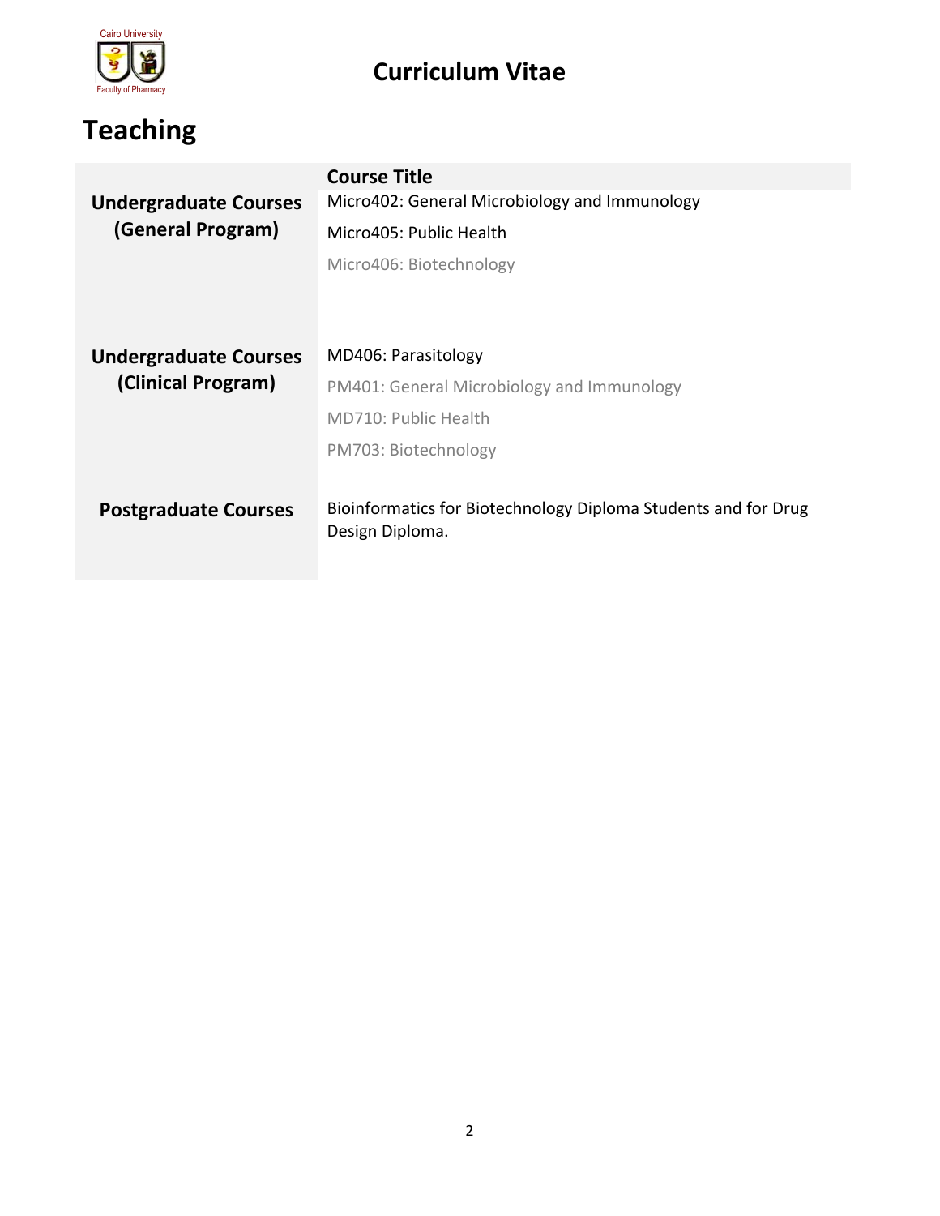## Teaching

| | Course Title |
|---|---|
| **Undergraduate Courses (General Program)** | Micro402: General Microbiology and Immunology |
| | Micro405: Public Health |
| | Micro406: Biotechnology |
| **Undergraduate Courses (Clinical Program)** | MD406: Parasitology |
| | PM401: General Microbiology and Immunology |
| | MD710: Public Health |
| | PM703: Biotechnology |
| **Postgraduate Courses** | Bioinformatics for Biotechnology Diploma Students and for Drug Design Diploma. |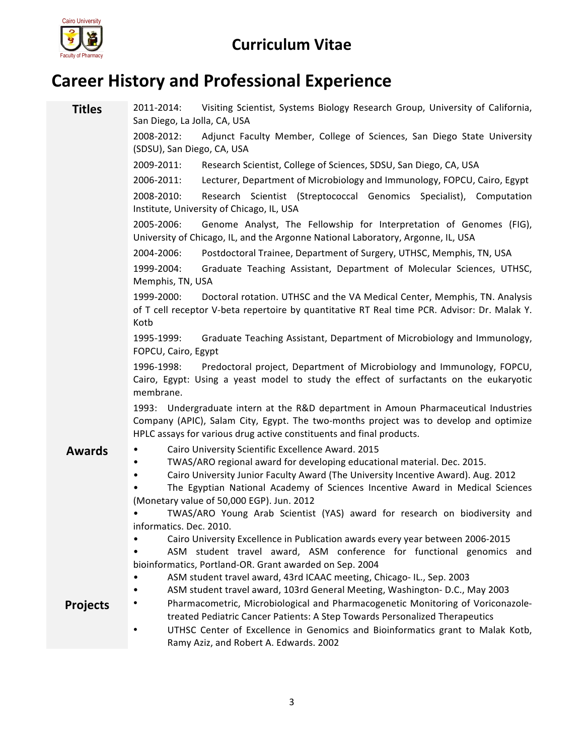# Curriculum Vitae

## Career History and Professional Experience

### Titles

2011-2014: Visiting Scientist, Systems Biology Research Group, University of California, San Diego, La Jolla, CA, USA

2008-2012: Adjunct Faculty Member, College of Sciences, San Diego State University (SDSU), San Diego, CA, USA

2009-2011: Research Scientist, College of Sciences, SDSU, San Diego, CA, USA

2006-2011: Lecturer, Department of Microbiology and Immunology, FOPCU, Cairo, Egypt

2008-2010: Research Scientist (Streptococcal Genomics Specialist), Computation Institute, University of Chicago, IL, USA

2005-2006: Genome Analyst, The Fellowship for Interpretation of Genomes (FIG), University of Chicago, IL, and the Argonne National Laboratory, Argonne, IL, USA

2004-2006: Postdoctoral Trainee, Department of Surgery, UTHSC, Memphis, TN, USA

1999-2004: Graduate Teaching Assistant, Department of Molecular Sciences, UTHSC, Memphis, TN, USA

1999-2000: Doctoral rotation. UTHSC and the VA Medical Center, Memphis, TN. Analysis of T cell receptor V-beta repertoire by quantitative RT Real time PCR. Advisor: Dr. Malak Y. Kotb

1995-1999: Graduate Teaching Assistant, Department of Microbiology and Immunology, FOPCU, Cairo, Egypt

1996-1998: Predoctoral project, Department of Microbiology and Immunology, FOPCU, Cairo, Egypt: Using a yeast model to study the effect of surfactants on the eukaryotic membrane.

1993: Undergraduate intern at the R&D department in Amoun Pharmaceutical Industries Company (APIC), Salam City, Egypt. The two-months project was to develop and optimize HPLC assays for various drug active constituents and final products.

### Awards

- Cairo University Scientific Excellence Award. 2015
- TWAS/ARO regional award for developing educational material. Dec. 2015.
- Cairo University Junior Faculty Award (The University Incentive Award). Aug. 2012
- The Egyptian National Academy of Sciences Incentive Award in Medical Sciences (Monetary value of 50,000 EGP). Jun. 2012
- TWAS/ARO Young Arab Scientist (YAS) award for research on biodiversity and informatics. Dec. 2010.
- Cairo University Excellence in Publication awards every year between 2006-2015
- ASM student travel award, ASM conference for functional genomics and bioinformatics, Portland-OR. Grant awarded on Sep. 2004
- ASM student travel award, 43rd ICAAC meeting, Chicago- IL., Sep. 2003
- ASM student travel award, 103rd General Meeting, Washington- D.C., May 2003

### Projects

- Pharmacometric, Microbiological and Pharmacogenetic Monitoring of Voriconazole-treated Pediatric Cancer Patients: A Step Towards Personalized Therapeutics
- UTHSC Center of Excellence in Genomics and Bioinformatics grant to Malak Kotb, Ramy Aziz, and Robert A. Edwards. 2002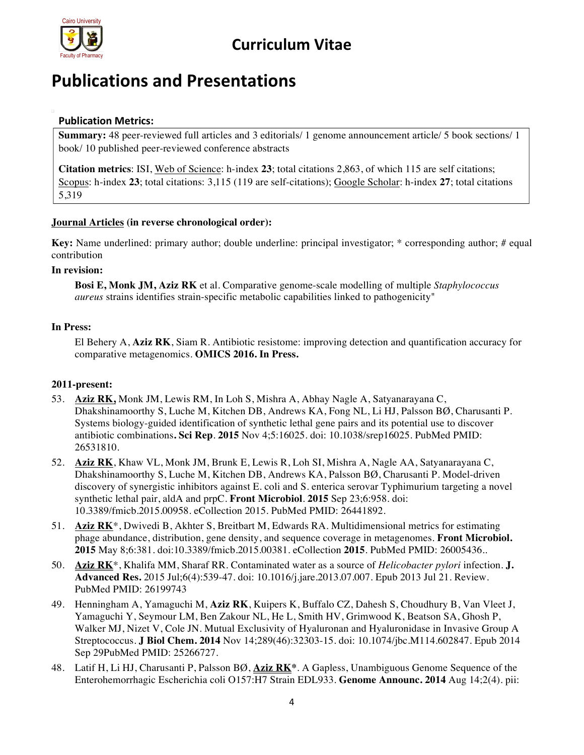# Publications and Presentations

### Publication Metrics:

**Summary:** 48 peer-reviewed full articles and 3 editorials/ 1 genome announcement article/ 5 book sections/ 1 book/ 10 published peer-reviewed conference abstracts

**Citation metrics**: ISI, Web of Science: h-index **23**; total citations 2,863, of which 115 are self citations; Scopus: h-index **23**; total citations: 3,115 (119 are self-citations); Google Scholar: h-index **27**; total citations 5,319

**Journal Articles (in reverse chronological order):**

**Key:** Name underlined: primary author; double underline: principal investigator; * corresponding author; # equal contribution

**In revision:**

**Bosi E, Monk JM, Aziz RK** et al. Comparative genome-scale modelling of multiple *Staphylococcus aureus* strains identifies strain-specific metabolic capabilities linked to pathogenicity"

**In Press:**

El Behery A, **Aziz RK**, Siam R. Antibiotic resistome: improving detection and quantification accuracy for comparative metagenomics. **OMICS 2016. In Press.**

**2011-present:**

53. **Aziz RK,** Monk JM, Lewis RM, In Loh S, Mishra A, Abhay Nagle A, Satyanarayana C, Dhakshinamoorthy S, Luche M, Kitchen DB, Andrews KA, Fong NL, Li HJ, Palsson BØ, Charusanti P. Systems biology-guided identification of synthetic lethal gene pairs and its potential use to discover antibiotic combinations**. Sci Rep**. **2015** Nov 4;5:16025. doi: 10.1038/srep16025. PubMed PMID: 26531810.
52. **Aziz RK**, Khaw VL, Monk JM, Brunk E, Lewis R, Loh SI, Mishra A, Nagle AA, Satyanarayana C, Dhakshinamoorthy S, Luche M, Kitchen DB, Andrews KA, Palsson BØ, Charusanti P. Model-driven discovery of synergistic inhibitors against E. coli and S. enterica serovar Typhimurium targeting a novel synthetic lethal pair, aldA and prpC. **Front Microbiol**. **2015** Sep 23;6:958. doi: 10.3389/fmicb.2015.00958. eCollection 2015. PubMed PMID: 26441892.
51. **Aziz RK***, Dwivedi B, Akhter S, Breitbart M, Edwards RA. Multidimensional metrics for estimating phage abundance, distribution, gene density, and sequence coverage in metagenomes. **Front Microbiol. 2015** May 8;6:381. doi:10.3389/fmicb.2015.00381. eCollection **2015**. PubMed PMID: 26005436..
50. **Aziz RK***, Khalifa MM, Sharaf RR. Contaminated water as a source of *Helicobacter pylori* infection. **J. Advanced Res.** 2015 Jul;6(4):539-47. doi: 10.1016/j.jare.2013.07.007. Epub 2013 Jul 21. Review. PubMed PMID: 26199743
49. Henningham A, Yamaguchi M, **Aziz RK**, Kuipers K, Buffalo CZ, Dahesh S, Choudhury B, Van Vleet J, Yamaguchi Y, Seymour LM, Ben Zakour NL, He L, Smith HV, Grimwood K, Beatson SA, Ghosh P, Walker MJ, Nizet V, Cole JN. Mutual Exclusivity of Hyaluronan and Hyaluronidase in Invasive Group A Streptococcus. **J Biol Chem. 2014** Nov 14;289(46):32303-15. doi: 10.1074/jbc.M114.602847. Epub 2014 Sep 29PubMed PMID: 25266727.
48. Latif H, Li HJ, Charusanti P, Palsson BØ, **Aziz RK***. A Gapless, Unambiguous Genome Sequence of the Enterohemorrhagic Escherichia coli O157:H7 Strain EDL933. **Genome Announc. 2014** Aug 14;2(4). pii: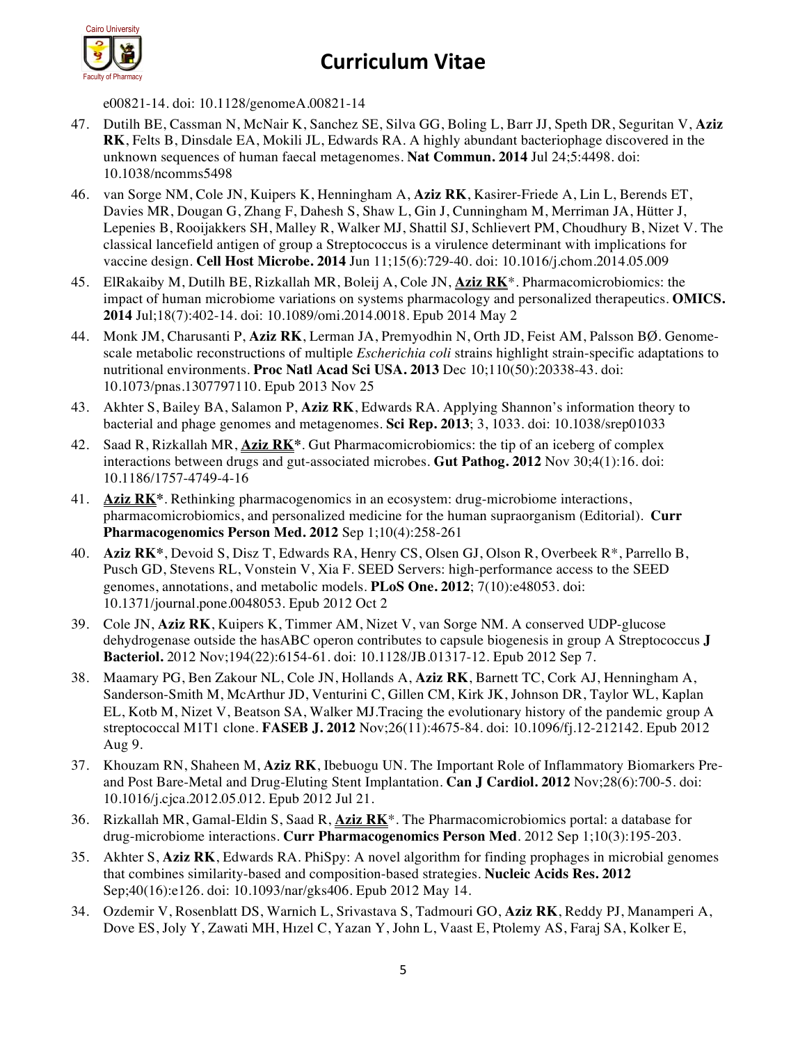e00821-14. doi: 10.1128/genomeA.00821-14

47. Dutilh BE, Cassman N, McNair K, Sanchez SE, Silva GG, Boling L, Barr JJ, Speth DR, Seguritan V, **Aziz RK**, Felts B, Dinsdale EA, Mokili JL, Edwards RA. A highly abundant bacteriophage discovered in the unknown sequences of human faecal metagenomes. **Nat Commun. 2014** Jul 24;5:4498. doi: 10.1038/ncomms5498

46. van Sorge NM, Cole JN, Kuipers K, Henningham A, **Aziz RK**, Kasirer-Friede A, Lin L, Berends ET, Davies MR, Dougan G, Zhang F, Dahesh S, Shaw L, Gin J, Cunningham M, Merriman JA, Hütter J, Lepenies B, Rooijakkers SH, Malley R, Walker MJ, Shattil SJ, Schlievert PM, Choudhury B, Nizet V. The classical lancefield antigen of group a Streptococcus is a virulence determinant with implications for vaccine design. **Cell Host Microbe. 2014** Jun 11;15(6):729-40. doi: 10.1016/j.chom.2014.05.009

45. ElRakaiby M, Dutilh BE, Rizkallah MR, Boleij A, Cole JN, **Aziz RK**\*. Pharmacomicrobiomics: the impact of human microbiome variations on systems pharmacology and personalized therapeutics. **OMICS. 2014** Jul;18(7):402-14. doi: 10.1089/omi.2014.0018. Epub 2014 May 2

44. Monk JM, Charusanti P, **Aziz RK**, Lerman JA, Premyodhin N, Orth JD, Feist AM, Palsson BØ. Genome-scale metabolic reconstructions of multiple *Escherichia coli* strains highlight strain-specific adaptations to nutritional environments. **Proc Natl Acad Sci USA. 2013** Dec 10;110(50):20338-43. doi: 10.1073/pnas.1307797110. Epub 2013 Nov 25

43. Akhter S, Bailey BA, Salamon P, **Aziz RK**, Edwards RA. Applying Shannon's information theory to bacterial and phage genomes and metagenomes. **Sci Rep. 2013**; 3, 1033. doi: 10.1038/srep01033

42. Saad R, Rizkallah MR, **Aziz RK\***. Gut Pharmacomicrobiomics: the tip of an iceberg of complex interactions between drugs and gut-associated microbes. **Gut Pathog. 2012** Nov 30;4(1):16. doi: 10.1186/1757-4749-4-16

41. **Aziz RK\***. Rethinking pharmacogenomics in an ecosystem: drug-microbiome interactions, pharmacomicrobiomics, and personalized medicine for the human supraorganism (Editorial). **Curr Pharmacogenomics Person Med. 2012** Sep 1;10(4):258-261

40. **Aziz RK\***, Devoid S, Disz T, Edwards RA, Henry CS, Olsen GJ, Olson R, Overbeek R\*, Parrello B, Pusch GD, Stevens RL, Vonstein V, Xia F. SEED Servers: high-performance access to the SEED genomes, annotations, and metabolic models. **PLoS One. 2012**; 7(10):e48053. doi: 10.1371/journal.pone.0048053. Epub 2012 Oct 2

39. Cole JN, **Aziz RK**, Kuipers K, Timmer AM, Nizet V, van Sorge NM. A conserved UDP-glucose dehydrogenase outside the hasABC operon contributes to capsule biogenesis in group A Streptococcus **J Bacteriol.** 2012 Nov;194(22):6154-61. doi: 10.1128/JB.01317-12. Epub 2012 Sep 7.

38. Maamary PG, Ben Zakour NL, Cole JN, Hollands A, **Aziz RK**, Barnett TC, Cork AJ, Henningham A, Sanderson-Smith M, McArthur JD, Venturini C, Gillen CM, Kirk JK, Johnson DR, Taylor WL, Kaplan EL, Kotb M, Nizet V, Beatson SA, Walker MJ.Tracing the evolutionary history of the pandemic group A streptococcal M1T1 clone. **FASEB J. 2012** Nov;26(11):4675-84. doi: 10.1096/fj.12-212142. Epub 2012 Aug 9.

37. Khouzam RN, Shaheen M, **Aziz RK**, Ibebuogu UN. The Important Role of Inflammatory Biomarkers Pre- and Post Bare-Metal and Drug-Eluting Stent Implantation. **Can J Cardiol. 2012** Nov;28(6):700-5. doi: 10.1016/j.cjca.2012.05.012. Epub 2012 Jul 21.

36. Rizkallah MR, Gamal-Eldin S, Saad R, **Aziz RK**\*. The Pharmacomicrobiomics portal: a database for drug-microbiome interactions. **Curr Pharmacogenomics Person Med**. 2012 Sep 1;10(3):195-203.

35. Akhter S, **Aziz RK**, Edwards RA. PhiSpy: A novel algorithm for finding prophages in microbial genomes that combines similarity-based and composition-based strategies. **Nucleic Acids Res. 2012** Sep;40(16):e126. doi: 10.1093/nar/gks406. Epub 2012 May 14.

34. Ozdemir V, Rosenblatt DS, Warnich L, Srivastava S, Tadmouri GO, **Aziz RK**, Reddy PJ, Manamperi A, Dove ES, Joly Y, Zawati MH, Hızel C, Yazan Y, John L, Vaast E, Ptolemy AS, Faraj SA, Kolker E,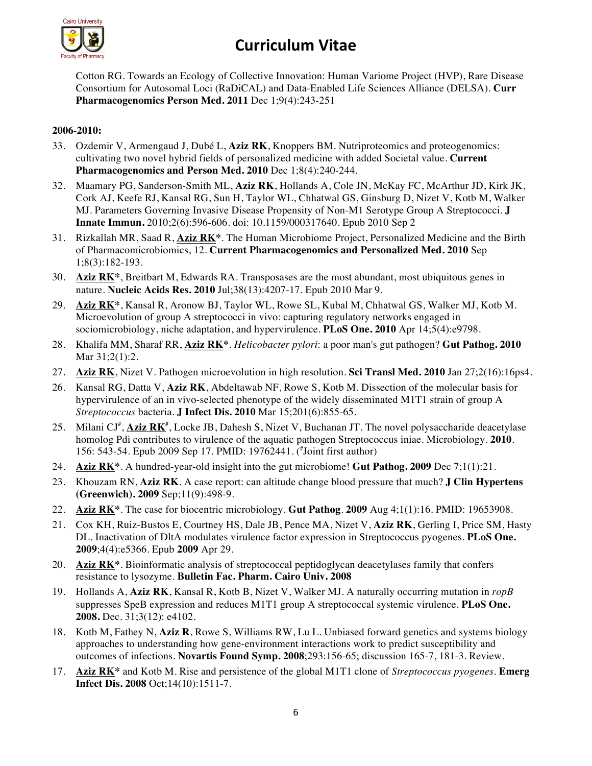Cotton RG. Towards an Ecology of Collective Innovation: Human Variome Project (HVP), Rare Disease Consortium for Autosomal Loci (RaDiCAL) and Data-Enabled Life Sciences Alliance (DELSA). **Curr Pharmacogenomics Person Med. 2011** Dec 1;9(4):243-251

**2006-2010:**

33. Ozdemir V, Armengaud J, Dubé L, **Aziz RK**, Knoppers BM. Nutriproteomics and proteogenomics: cultivating two novel hybrid fields of personalized medicine with added Societal value. **Current Pharmacogenomics and Person Med. 2010** Dec 1;8(4):240-244.
32. Maamary PG, Sanderson-Smith ML, **Aziz RK**, Hollands A, Cole JN, McKay FC, McArthur JD, Kirk JK, Cork AJ, Keefe RJ, Kansal RG, Sun H, Taylor WL, Chhatwal GS, Ginsburg D, Nizet V, Kotb M, Walker MJ. Parameters Governing Invasive Disease Propensity of Non-M1 Serotype Group A Streptococci. **J Innate Immun.** 2010;2(6):596-606. doi: 10.1159/000317640. Epub 2010 Sep 2
31. Rizkallah MR, Saad R, **Aziz RK***. The Human Microbiome Project, Personalized Medicine and the Birth of Pharmacomicrobiomics, 12. **Current Pharmacogenomics and Personalized Med. 2010** Sep 1;8(3):182-193.
30. **Aziz RK***, Breitbart M, Edwards RA. Transposases are the most abundant, most ubiquitous genes in nature. **Nucleic Acids Res. 2010** Jul;38(13):4207-17. Epub 2010 Mar 9.
29. **Aziz RK***, Kansal R, Aronow BJ, Taylor WL, Rowe SL, Kubal M, Chhatwal GS, Walker MJ, Kotb M. Microevolution of group A streptococci in vivo: capturing regulatory networks engaged in sociomicrobiology, niche adaptation, and hypervirulence. **PLoS One. 2010** Apr 14;5(4):e9798.
28. Khalifa MM, Sharaf RR, **Aziz RK***. *Helicobacter pylori*: a poor man's gut pathogen? **Gut Pathog. 2010** Mar 31;2(1):2.
27. **Aziz RK**, Nizet V. Pathogen microevolution in high resolution. **Sci Transl Med. 2010** Jan 27;2(16):16ps4.
26. Kansal RG, Datta V, **Aziz RK**, Abdeltawab NF, Rowe S, Kotb M. Dissection of the molecular basis for hypervirulence of an in vivo-selected phenotype of the widely disseminated M1T1 strain of group A *Streptococcus* bacteria. **J Infect Dis. 2010** Mar 15;201(6):855-65.
25. Milani CJ[#], **Aziz RK**[#], Locke JB, Dahesh S, Nizet V, Buchanan JT. The novel polysaccharide deacetylase homolog Pdi contributes to virulence of the aquatic pathogen Streptococcus iniae. Microbiology. **2010**. 156: 543-54. Epub 2009 Sep 17. PMID: 19762441. ([#]Joint first author)
24. **Aziz RK***. A hundred-year-old insight into the gut microbiome! **Gut Pathog. 2009** Dec 7;1(1):21.
23. Khouzam RN, **Aziz RK**. A case report: can altitude change blood pressure that much? **J Clin Hypertens (Greenwich). 2009** Sep;11(9):498-9.
22. **Aziz RK***. The case for biocentric microbiology. **Gut Pathog**. **2009** Aug 4;1(1):16. PMID: 19653908.
21. Cox KH, Ruiz-Bustos E, Courtney HS, Dale JB, Pence MA, Nizet V, **Aziz RK**, Gerling I, Price SM, Hasty DL. Inactivation of DltA modulates virulence factor expression in Streptococcus pyogenes. **PLoS One. 2009**;4(4):e5366. Epub **2009** Apr 29.
20. **Aziz RK***. Bioinformatic analysis of streptococcal peptidoglycan deacetylases family that confers resistance to lysozyme. **Bulletin Fac. Pharm. Cairo Univ. 2008**
19. Hollands A, **Aziz RK**, Kansal R, Kotb B, Nizet V, Walker MJ. A naturally occurring mutation in *ropB* suppresses SpeB expression and reduces M1T1 group A streptococcal systemic virulence. **PLoS One. 2008.** Dec. 31;3(12): e4102.
18. Kotb M, Fathey N, **Aziz R**, Rowe S, Williams RW, Lu L. Unbiased forward genetics and systems biology approaches to understanding how gene-environment interactions work to predict susceptibility and outcomes of infections. **Novartis Found Symp. 2008**;293:156-65; discussion 165-7, 181-3. Review.
17. **Aziz RK*** and Kotb M. Rise and persistence of the global M1T1 clone of *Streptococcus pyogenes*. **Emerg Infect Dis. 2008** Oct;14(10):1511-7.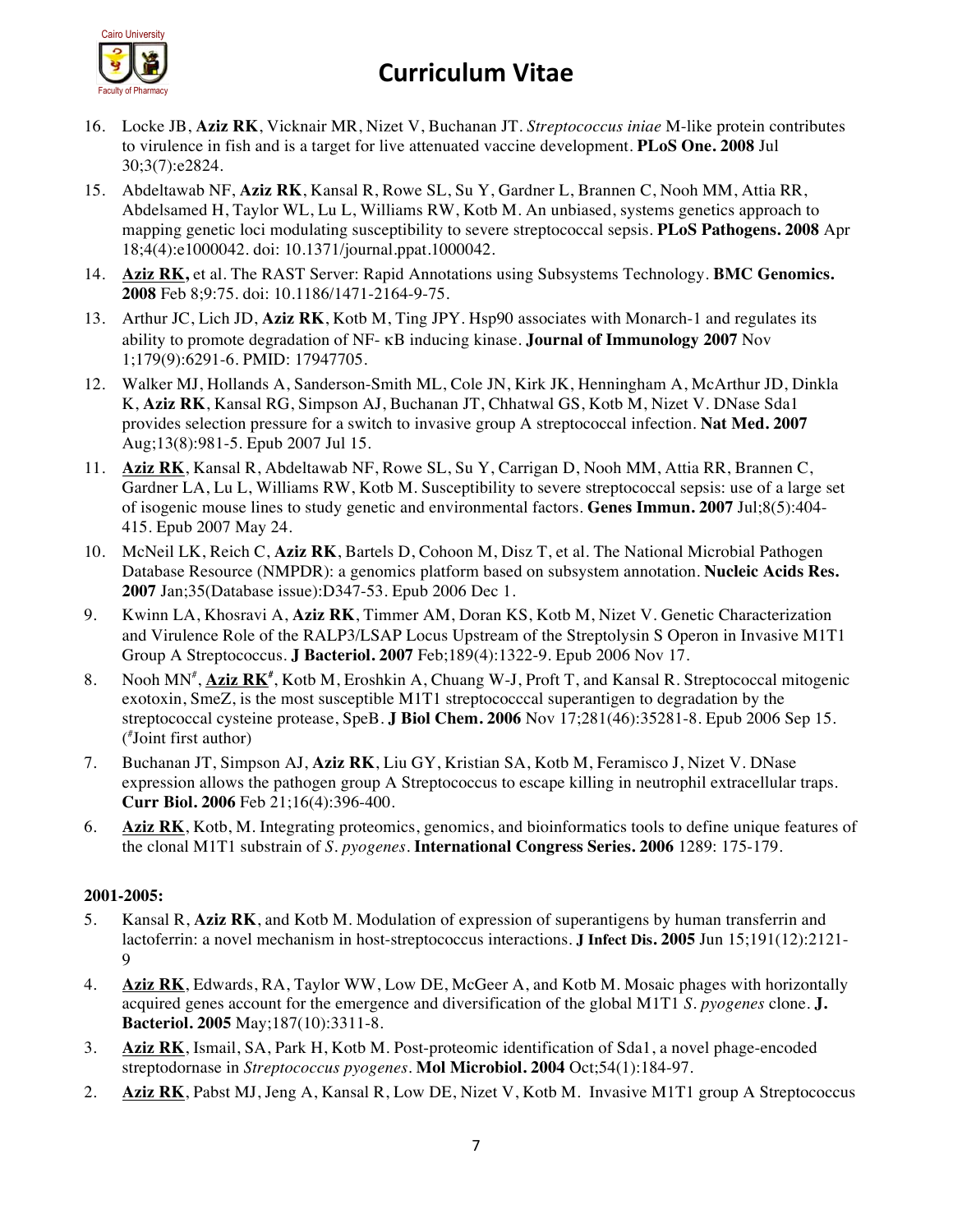16. Locke JB, **Aziz RK**, Vicknair MR, Nizet V, Buchanan JT. *Streptococcus iniae* M-like protein contributes to virulence in fish and is a target for live attenuated vaccine development. **PLoS One. 2008** Jul 30;3(7):e2824.
15. Abdeltawab NF, **Aziz RK**, Kansal R, Rowe SL, Su Y, Gardner L, Brannen C, Nooh MM, Attia RR, Abdelsamed H, Taylor WL, Lu L, Williams RW, Kotb M. An unbiased, systems genetics approach to mapping genetic loci modulating susceptibility to severe streptococcal sepsis. **PLoS Pathogens. 2008** Apr 18;4(4):e1000042. doi: 10.1371/journal.ppat.1000042.
14. **Aziz RK,** et al. The RAST Server: Rapid Annotations using Subsystems Technology. **BMC Genomics. 2008** Feb 8;9:75. doi: 10.1186/1471-2164-9-75.
13. Arthur JC, Lich JD, **Aziz RK**, Kotb M, Ting JPY. Hsp90 associates with Monarch-1 and regulates its ability to promote degradation of NF- κB inducing kinase. **Journal of Immunology 2007** Nov 1;179(9):6291-6. PMID: 17947705.
12. Walker MJ, Hollands A, Sanderson-Smith ML, Cole JN, Kirk JK, Henningham A, McArthur JD, Dinkla K, **Aziz RK**, Kansal RG, Simpson AJ, Buchanan JT, Chhatwal GS, Kotb M, Nizet V. DNase Sda1 provides selection pressure for a switch to invasive group A streptococcal infection. **Nat Med. 2007** Aug;13(8):981-5. Epub 2007 Jul 15.
11. **Aziz RK**, Kansal R, Abdeltawab NF, Rowe SL, Su Y, Carrigan D, Nooh MM, Attia RR, Brannen C, Gardner LA, Lu L, Williams RW, Kotb M. Susceptibility to severe streptococcal sepsis: use of a large set of isogenic mouse lines to study genetic and environmental factors. **Genes Immun. 2007** Jul;8(5):404-415. Epub 2007 May 24.
10. McNeil LK, Reich C, **Aziz RK**, Bartels D, Cohoon M, Disz T, et al. The National Microbial Pathogen Database Resource (NMPDR): a genomics platform based on subsystem annotation. **Nucleic Acids Res. 2007** Jan;35(Database issue):D347-53. Epub 2006 Dec 1.
9. Kwinn LA, Khosravi A, **Aziz RK**, Timmer AM, Doran KS, Kotb M, Nizet V. Genetic Characterization and Virulence Role of the RALP3/LSAP Locus Upstream of the Streptolysin S Operon in Invasive M1T1 Group A Streptococcus. **J Bacteriol. 2007** Feb;189(4):1322-9. Epub 2006 Nov 17.
8. Nooh MN[#], **Aziz RK**[#], Kotb M, Eroshkin A, Chuang W-J, Proft T, and Kansal R. Streptococcal mitogenic exotoxin, SmeZ, is the most susceptible M1T1 streptococcal superantigen to degradation by the streptococcal cysteine protease, SpeB. **J Biol Chem. 2006** Nov 17;281(46):35281-8. Epub 2006 Sep 15. ([#]Joint first author)
7. Buchanan JT, Simpson AJ, **Aziz RK**, Liu GY, Kristian SA, Kotb M, Feramisco J, Nizet V. DNase expression allows the pathogen group A Streptococcus to escape killing in neutrophil extracellular traps. **Curr Biol. 2006** Feb 21;16(4):396-400.
6. **Aziz RK**, Kotb, M. Integrating proteomics, genomics, and bioinformatics tools to define unique features of the clonal M1T1 substrain of *S. pyogenes*. **International Congress Series. 2006** 1289: 175-179.

**2001-2005:**

5. Kansal R, **Aziz RK**, and Kotb M. Modulation of expression of superantigens by human transferrin and lactoferrin: a novel mechanism in host-streptococcus interactions. **J Infect Dis. 2005** Jun 15;191(12):2121-9
4. **Aziz RK**, Edwards, RA, Taylor WW, Low DE, McGeer A, and Kotb M. Mosaic phages with horizontally acquired genes account for the emergence and diversification of the global M1T1 *S. pyogenes* clone. **J. Bacteriol. 2005** May;187(10):3311-8.
3. **Aziz RK**, Ismail, SA, Park H, Kotb M. Post-proteomic identification of Sda1, a novel phage-encoded streptodornase in *Streptococcus pyogenes*. **Mol Microbiol. 2004** Oct;54(1):184-97.
2. **Aziz RK**, Pabst MJ, Jeng A, Kansal R, Low DE, Nizet V, Kotb M. Invasive M1T1 group A Streptococcus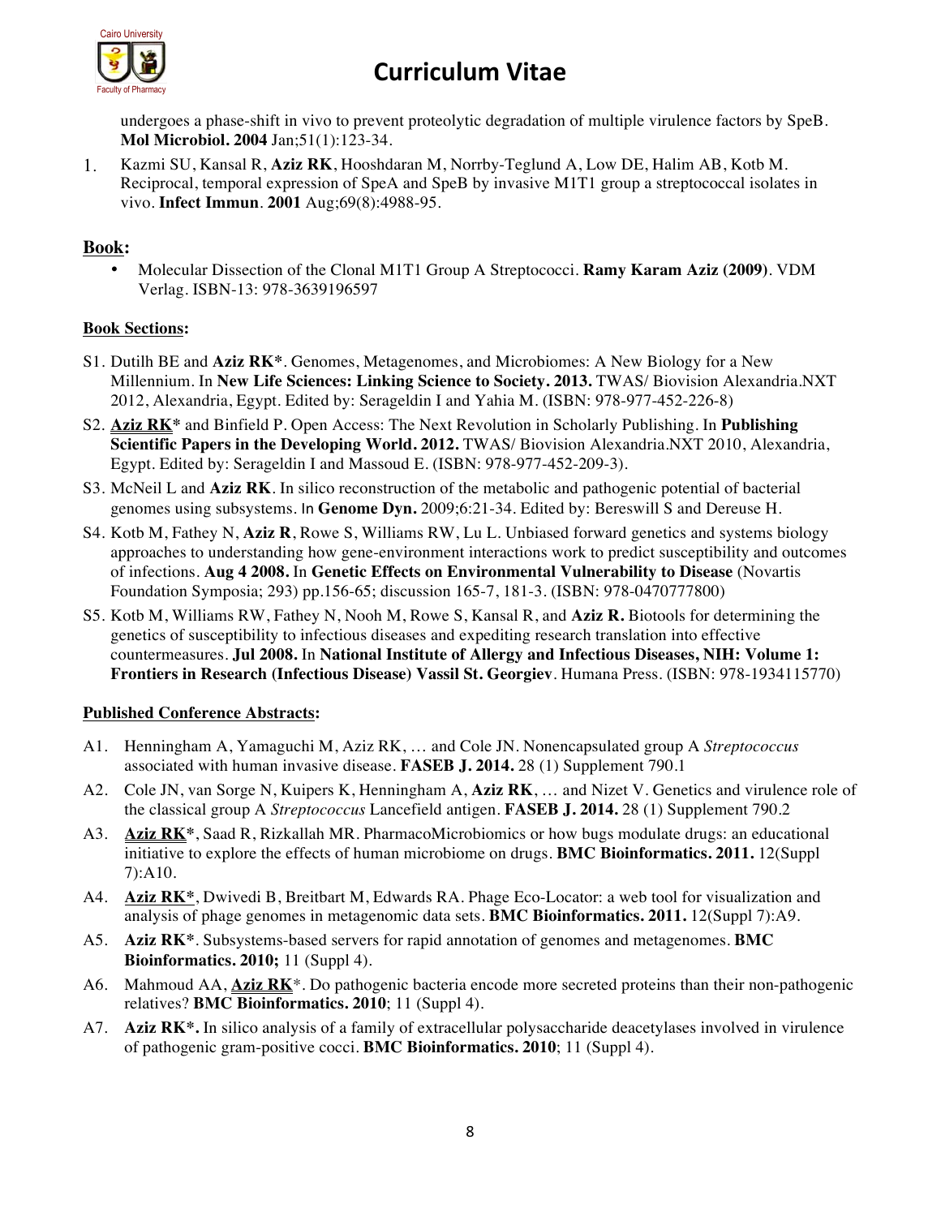undergoes a phase-shift in vivo to prevent proteolytic degradation of multiple virulence factors by SpeB. **Mol Microbiol. 2004** Jan;51(1):123-34.

1. Kazmi SU, Kansal R, **Aziz RK**, Hooshdaran M, Norrby-Teglund A, Low DE, Halim AB, Kotb M. Reciprocal, temporal expression of SpeA and SpeB by invasive M1T1 group a streptococcal isolates in vivo. **Infect Immun**. **2001** Aug;69(8):4988-95.

## Book:

- Molecular Dissection of the Clonal M1T1 Group A Streptococci. **Ramy Karam Aziz (2009)**. VDM Verlag. ISBN-13: 978-3639196597

## Book Sections:

S1. Dutilh BE and **Aziz RK***. Genomes, Metagenomes, and Microbiomes: A New Biology for a New Millennium. In **New Life Sciences: Linking Science to Society. 2013.** TWAS/ Biovision Alexandria.NXT 2012, Alexandria, Egypt. Edited by: Serageldin I and Yahia M. (ISBN: 978-977-452-226-8)

S2. **Aziz RK*** and Binfield P. Open Access: The Next Revolution in Scholarly Publishing. In **Publishing Scientific Papers in the Developing World. 2012.** TWAS/ Biovision Alexandria.NXT 2010, Alexandria, Egypt. Edited by: Serageldin I and Massoud E. (ISBN: 978-977-452-209-3).

S3. McNeil L and **Aziz RK**. In silico reconstruction of the metabolic and pathogenic potential of bacterial genomes using subsystems. In **Genome Dyn.** 2009;6:21-34. Edited by: Bereswill S and Dereuse H.

S4. Kotb M, Fathey N, **Aziz R**, Rowe S, Williams RW, Lu L. Unbiased forward genetics and systems biology approaches to understanding how gene-environment interactions work to predict susceptibility and outcomes of infections. **Aug 4 2008.** In **Genetic Effects on Environmental Vulnerability to Disease** (Novartis Foundation Symposia; 293) pp.156-65; discussion 165-7, 181-3. (ISBN: 978-0470777800)

S5. Kotb M, Williams RW, Fathey N, Nooh M, Rowe S, Kansal R, and **Aziz R.** Biotools for determining the genetics of susceptibility to infectious diseases and expediting research translation into effective countermeasures. **Jul 2008.** In **National Institute of Allergy and Infectious Diseases, NIH: Volume 1: Frontiers in Research (Infectious Disease) Vassil St. Georgiev**. Humana Press. (ISBN: 978-1934115770)

## Published Conference Abstracts:

A1. Henningham A, Yamaguchi M, Aziz RK, … and Cole JN. Nonencapsulated group A *Streptococcus* associated with human invasive disease. **FASEB J. 2014.** 28 (1) Supplement 790.1

A2. Cole JN, van Sorge N, Kuipers K, Henningham A, **Aziz RK**, … and Nizet V. Genetics and virulence role of the classical group A *Streptococcus* Lancefield antigen. **FASEB J. 2014.** 28 (1) Supplement 790.2

A3. **Aziz RK***, Saad R, Rizkallah MR. PharmacoMicrobiomics or how bugs modulate drugs: an educational initiative to explore the effects of human microbiome on drugs. **BMC Bioinformatics. 2011.** 12(Suppl 7):A10.

A4. **Aziz RK***, Dwivedi B, Breitbart M, Edwards RA. Phage Eco-Locator: a web tool for visualization and analysis of phage genomes in metagenomic data sets. **BMC Bioinformatics. 2011.** 12(Suppl 7):A9.

A5. **Aziz RK***. Subsystems-based servers for rapid annotation of genomes and metagenomes. **BMC Bioinformatics. 2010;** 11 (Suppl 4).

A6. Mahmoud AA, **Aziz RK***. Do pathogenic bacteria encode more secreted proteins than their non-pathogenic relatives? **BMC Bioinformatics. 2010**; 11 (Suppl 4).

A7. **Aziz RK*.** In silico analysis of a family of extracellular polysaccharide deacetylases involved in virulence of pathogenic gram-positive cocci. **BMC Bioinformatics. 2010**; 11 (Suppl 4).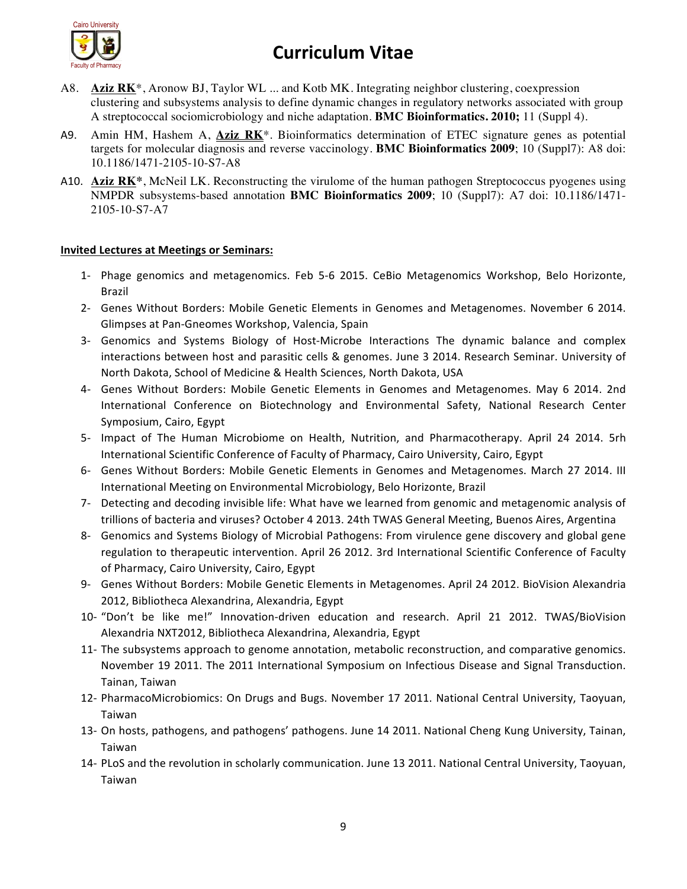A8. **<u>Aziz RK</u>***, Aronow BJ, Taylor WL ... and Kotb MK. Integrating neighbor clustering, coexpression clustering and subsystems analysis to define dynamic changes in regulatory networks associated with group A streptococcal sociomicrobiology and niche adaptation. **BMC Bioinformatics. 2010;** 11 (Suppl 4).

A9. Amin HM, Hashem A, **<u>Aziz RK</u>***. Bioinformatics determination of ETEC signature genes as potential targets for molecular diagnosis and reverse vaccinology. **BMC Bioinformatics 2009**; 10 (Suppl7): A8 doi: 10.1186/1471-2105-10-S7-A8

A10. **<u>Aziz RK</u>***, McNeil LK. Reconstructing the virulome of the human pathogen Streptococcus pyogenes using NMPDR subsystems-based annotation **BMC Bioinformatics 2009**; 10 (Suppl7): A7 doi: 10.1186/1471-2105-10-S7-A7

**<u>Invited Lectures at Meetings or Seminars:</u>**

1- Phage genomics and metagenomics. Feb 5-6 2015. CeBio Metagenomics Workshop, Belo Horizonte, Brazil
2- Genes Without Borders: Mobile Genetic Elements in Genomes and Metagenomes. November 6 2014. Glimpses at Pan-Gneomes Workshop, Valencia, Spain
3- Genomics and Systems Biology of Host-Microbe Interactions The dynamic balance and complex interactions between host and parasitic cells & genomes. June 3 2014. Research Seminar. University of North Dakota, School of Medicine & Health Sciences, North Dakota, USA
4- Genes Without Borders: Mobile Genetic Elements in Genomes and Metagenomes. May 6 2014. 2nd International Conference on Biotechnology and Environmental Safety, National Research Center Symposium, Cairo, Egypt
5- Impact of The Human Microbiome on Health, Nutrition, and Pharmacotherapy. April 24 2014. 5rh International Scientific Conference of Faculty of Pharmacy, Cairo University, Cairo, Egypt
6- Genes Without Borders: Mobile Genetic Elements in Genomes and Metagenomes. March 27 2014. III International Meeting on Environmental Microbiology, Belo Horizonte, Brazil
7- Detecting and decoding invisible life: What have we learned from genomic and metagenomic analysis of trillions of bacteria and viruses? October 4 2013. 24th TWAS General Meeting, Buenos Aires, Argentina
8- Genomics and Systems Biology of Microbial Pathogens: From virulence gene discovery and global gene regulation to therapeutic intervention. April 26 2012. 3rd International Scientific Conference of Faculty of Pharmacy, Cairo University, Cairo, Egypt
9- Genes Without Borders: Mobile Genetic Elements in Metagenomes. April 24 2012. BioVision Alexandria 2012, Bibliotheca Alexandrina, Alexandria, Egypt
10- "Don't be like me!" Innovation-driven education and research. April 21 2012. TWAS/BioVision Alexandria NXT2012, Bibliotheca Alexandrina, Alexandria, Egypt
11- The subsystems approach to genome annotation, metabolic reconstruction, and comparative genomics. November 19 2011. The 2011 International Symposium on Infectious Disease and Signal Transduction. Tainan, Taiwan
12- PharmacoMicrobiomics: On Drugs and Bugs. November 17 2011. National Central University, Taoyuan, Taiwan
13- On hosts, pathogens, and pathogens' pathogens. June 14 2011. National Cheng Kung University, Tainan, Taiwan
14- PLoS and the revolution in scholarly communication. June 13 2011. National Central University, Taoyuan, Taiwan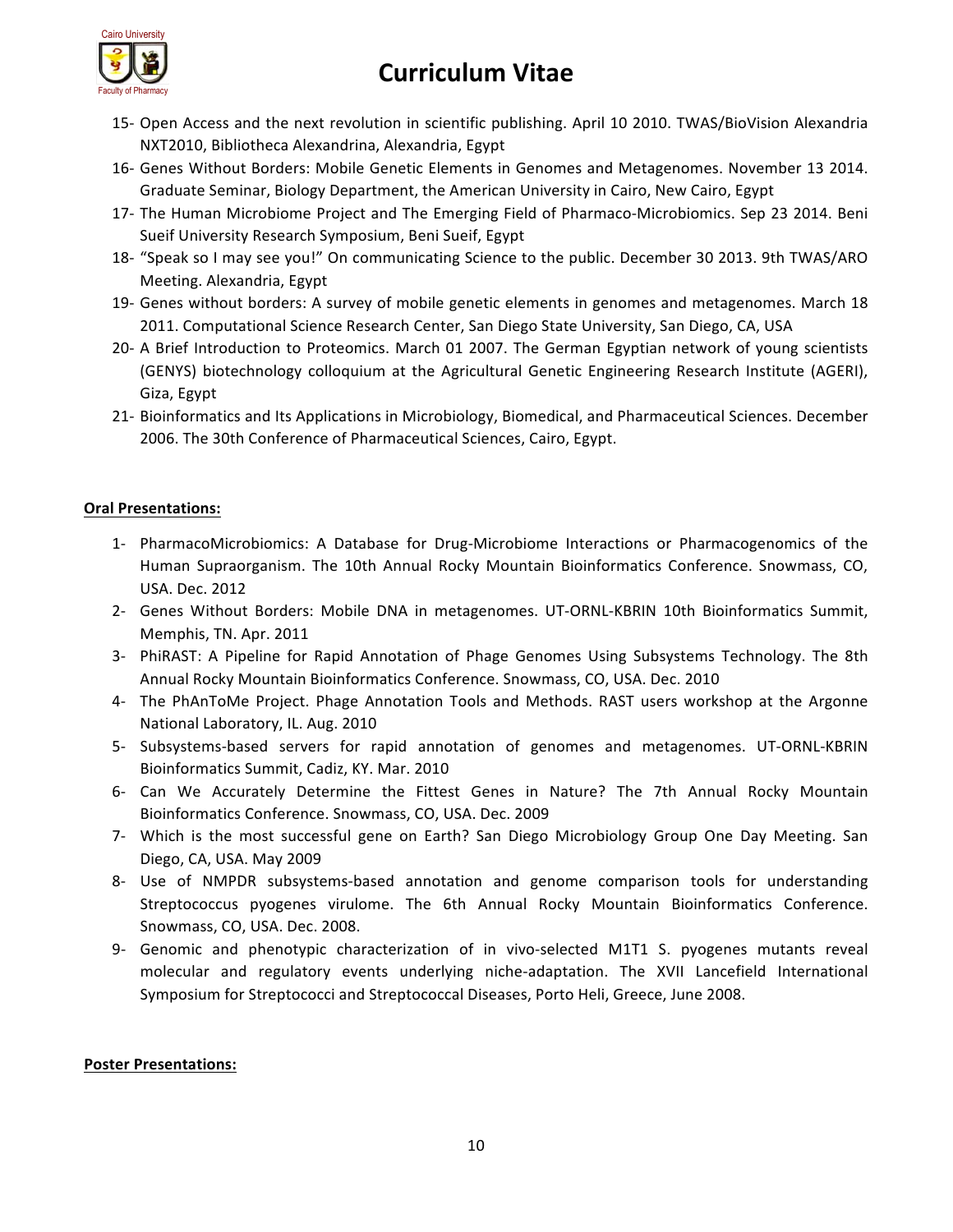15- Open Access and the next revolution in scientific publishing. April 10 2010. TWAS/BioVision Alexandria NXT2010, Bibliotheca Alexandrina, Alexandria, Egypt

16- Genes Without Borders: Mobile Genetic Elements in Genomes and Metagenomes. November 13 2014. Graduate Seminar, Biology Department, the American University in Cairo, New Cairo, Egypt

17- The Human Microbiome Project and The Emerging Field of Pharmaco-Microbiomics. Sep 23 2014. Beni Sueif University Research Symposium, Beni Sueif, Egypt

18- "Speak so I may see you!" On communicating Science to the public. December 30 2013. 9th TWAS/ARO Meeting. Alexandria, Egypt

19- Genes without borders: A survey of mobile genetic elements in genomes and metagenomes. March 18 2011. Computational Science Research Center, San Diego State University, San Diego, CA, USA

20- A Brief Introduction to Proteomics. March 01 2007. The German Egyptian network of young scientists (GENYS) biotechnology colloquium at the Agricultural Genetic Engineering Research Institute (AGERI), Giza, Egypt

21- Bioinformatics and Its Applications in Microbiology, Biomedical, and Pharmaceutical Sciences. December 2006. The 30th Conference of Pharmaceutical Sciences, Cairo, Egypt.

**Oral Presentations:**

1- PharmacoMicrobiomics: A Database for Drug-Microbiome Interactions or Pharmacogenomics of the Human Supraorganism. The 10th Annual Rocky Mountain Bioinformatics Conference. Snowmass, CO, USA. Dec. 2012

2- Genes Without Borders: Mobile DNA in metagenomes. UT-ORNL-KBRIN 10th Bioinformatics Summit, Memphis, TN. Apr. 2011

3- PhiRAST: A Pipeline for Rapid Annotation of Phage Genomes Using Subsystems Technology. The 8th Annual Rocky Mountain Bioinformatics Conference. Snowmass, CO, USA. Dec. 2010

4- The PhAnToMe Project. Phage Annotation Tools and Methods. RAST users workshop at the Argonne National Laboratory, IL. Aug. 2010

5- Subsystems-based servers for rapid annotation of genomes and metagenomes. UT-ORNL-KBRIN Bioinformatics Summit, Cadiz, KY. Mar. 2010

6- Can We Accurately Determine the Fittest Genes in Nature? The 7th Annual Rocky Mountain Bioinformatics Conference. Snowmass, CO, USA. Dec. 2009

7- Which is the most successful gene on Earth? San Diego Microbiology Group One Day Meeting. San Diego, CA, USA. May 2009

8- Use of NMPDR subsystems-based annotation and genome comparison tools for understanding Streptococcus pyogenes virulome. The 6th Annual Rocky Mountain Bioinformatics Conference. Snowmass, CO, USA. Dec. 2008.

9- Genomic and phenotypic characterization of in vivo-selected M1T1 S. pyogenes mutants reveal molecular and regulatory events underlying niche-adaptation. The XVII Lancefield International Symposium for Streptococci and Streptococcal Diseases, Porto Heli, Greece, June 2008.

**Poster Presentations:**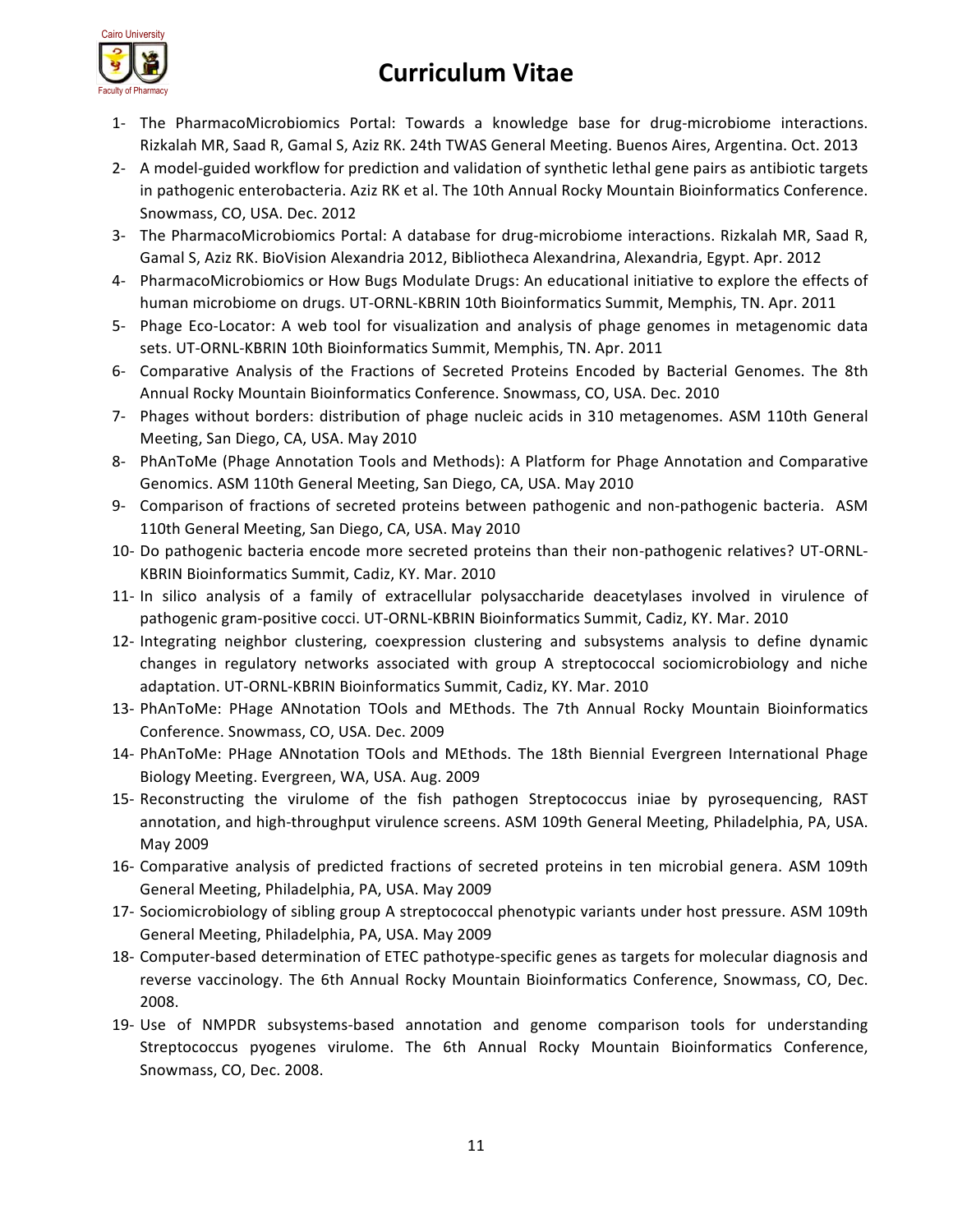1- The PharmacoMicrobiomics Portal: Towards a knowledge base for drug-microbiome interactions. Rizkalah MR, Saad R, Gamal S, Aziz RK. 24th TWAS General Meeting. Buenos Aires, Argentina. Oct. 2013
2- A model-guided workflow for prediction and validation of synthetic lethal gene pairs as antibiotic targets in pathogenic enterobacteria. Aziz RK et al. The 10th Annual Rocky Mountain Bioinformatics Conference. Snowmass, CO, USA. Dec. 2012
3- The PharmacoMicrobiomics Portal: A database for drug-microbiome interactions. Rizkalah MR, Saad R, Gamal S, Aziz RK. BioVision Alexandria 2012, Bibliotheca Alexandrina, Alexandria, Egypt. Apr. 2012
4- PharmacoMicrobiomics or How Bugs Modulate Drugs: An educational initiative to explore the effects of human microbiome on drugs. UT-ORNL-KBRIN 10th Bioinformatics Summit, Memphis, TN. Apr. 2011
5- Phage Eco-Locator: A web tool for visualization and analysis of phage genomes in metagenomic data sets. UT-ORNL-KBRIN 10th Bioinformatics Summit, Memphis, TN. Apr. 2011
6- Comparative Analysis of the Fractions of Secreted Proteins Encoded by Bacterial Genomes. The 8th Annual Rocky Mountain Bioinformatics Conference. Snowmass, CO, USA. Dec. 2010
7- Phages without borders: distribution of phage nucleic acids in 310 metagenomes. ASM 110th General Meeting, San Diego, CA, USA. May 2010
8- PhAnToMe (Phage Annotation Tools and Methods): A Platform for Phage Annotation and Comparative Genomics. ASM 110th General Meeting, San Diego, CA, USA. May 2010
9- Comparison of fractions of secreted proteins between pathogenic and non-pathogenic bacteria. ASM 110th General Meeting, San Diego, CA, USA. May 2010
10- Do pathogenic bacteria encode more secreted proteins than their non-pathogenic relatives? UT-ORNL-KBRIN Bioinformatics Summit, Cadiz, KY. Mar. 2010
11- In silico analysis of a family of extracellular polysaccharide deacetylases involved in virulence of pathogenic gram-positive cocci. UT-ORNL-KBRIN Bioinformatics Summit, Cadiz, KY. Mar. 2010
12- Integrating neighbor clustering, coexpression clustering and subsystems analysis to define dynamic changes in regulatory networks associated with group A streptococcal sociomicrobiology and niche adaptation. UT-ORNL-KBRIN Bioinformatics Summit, Cadiz, KY. Mar. 2010
13- PhAnToMe: PHage ANnotation TOols and MEthods. The 7th Annual Rocky Mountain Bioinformatics Conference. Snowmass, CO, USA. Dec. 2009
14- PhAnToMe: PHage ANnotation TOols and MEthods. The 18th Biennial Evergreen International Phage Biology Meeting. Evergreen, WA, USA. Aug. 2009
15- Reconstructing the virulome of the fish pathogen Streptococcus iniae by pyrosequencing, RAST annotation, and high-throughput virulence screens. ASM 109th General Meeting, Philadelphia, PA, USA. May 2009
16- Comparative analysis of predicted fractions of secreted proteins in ten microbial genera. ASM 109th General Meeting, Philadelphia, PA, USA. May 2009
17- Sociomicrobiology of sibling group A streptococcal phenotypic variants under host pressure. ASM 109th General Meeting, Philadelphia, PA, USA. May 2009
18- Computer-based determination of ETEC pathotype-specific genes as targets for molecular diagnosis and reverse vaccinology. The 6th Annual Rocky Mountain Bioinformatics Conference, Snowmass, CO, Dec. 2008.
19- Use of NMPDR subsystems-based annotation and genome comparison tools for understanding Streptococcus pyogenes virulome. The 6th Annual Rocky Mountain Bioinformatics Conference, Snowmass, CO, Dec. 2008.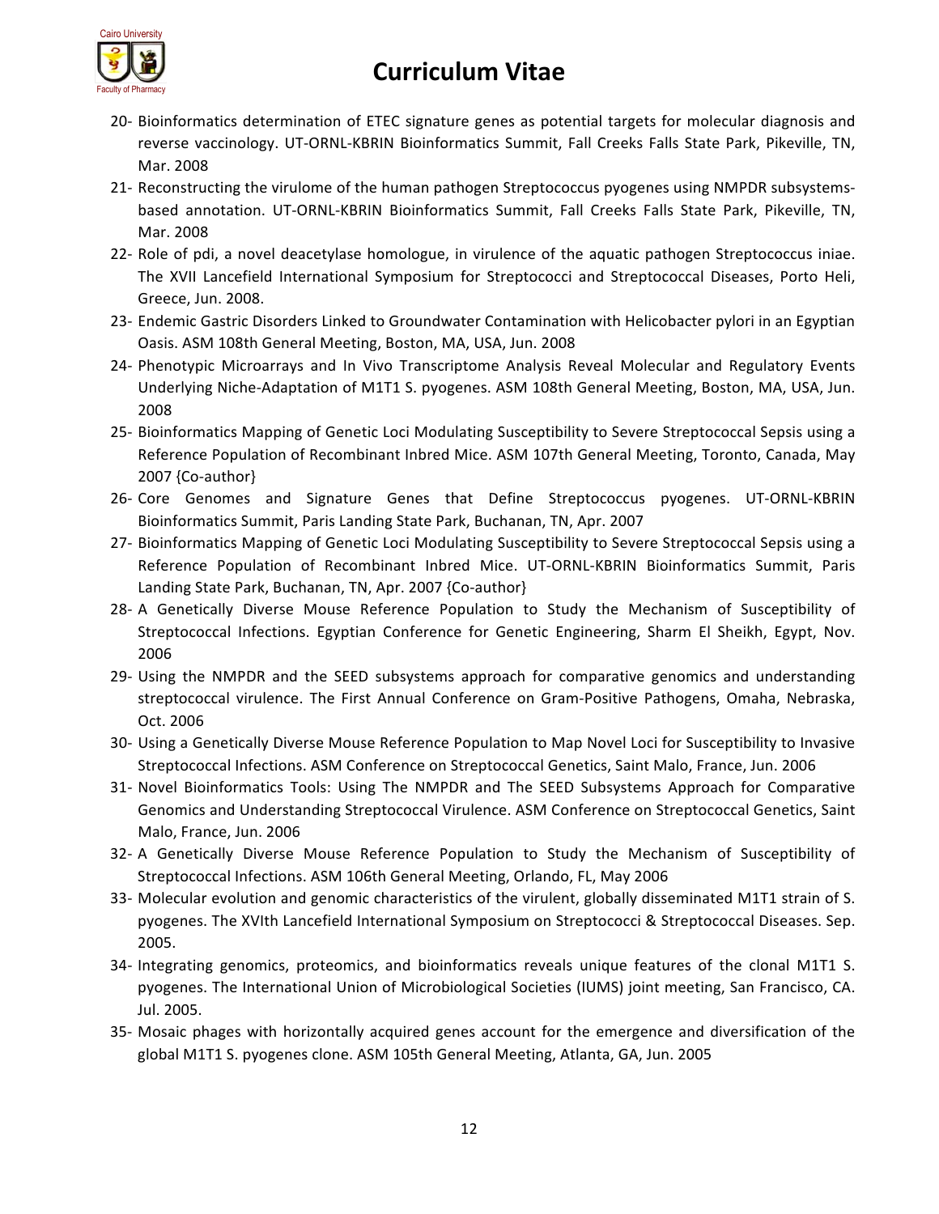20- Bioinformatics determination of ETEC signature genes as potential targets for molecular diagnosis and reverse vaccinology. UT-ORNL-KBRIN Bioinformatics Summit, Fall Creeks Falls State Park, Pikeville, TN, Mar. 2008

21- Reconstructing the virulome of the human pathogen Streptococcus pyogenes using NMPDR subsystems-based annotation. UT-ORNL-KBRIN Bioinformatics Summit, Fall Creeks Falls State Park, Pikeville, TN, Mar. 2008

22- Role of pdi, a novel deacetylase homologue, in virulence of the aquatic pathogen Streptococcus iniae. The XVII Lancefield International Symposium for Streptococci and Streptococcal Diseases, Porto Heli, Greece, Jun. 2008.

23- Endemic Gastric Disorders Linked to Groundwater Contamination with Helicobacter pylori in an Egyptian Oasis. ASM 108th General Meeting, Boston, MA, USA, Jun. 2008

24- Phenotypic Microarrays and In Vivo Transcriptome Analysis Reveal Molecular and Regulatory Events Underlying Niche-Adaptation of M1T1 S. pyogenes. ASM 108th General Meeting, Boston, MA, USA, Jun. 2008

25- Bioinformatics Mapping of Genetic Loci Modulating Susceptibility to Severe Streptococcal Sepsis using a Reference Population of Recombinant Inbred Mice. ASM 107th General Meeting, Toronto, Canada, May 2007 {Co-author}

26- Core Genomes and Signature Genes that Define Streptococcus pyogenes. UT-ORNL-KBRIN Bioinformatics Summit, Paris Landing State Park, Buchanan, TN, Apr. 2007

27- Bioinformatics Mapping of Genetic Loci Modulating Susceptibility to Severe Streptococcal Sepsis using a Reference Population of Recombinant Inbred Mice. UT-ORNL-KBRIN Bioinformatics Summit, Paris Landing State Park, Buchanan, TN, Apr. 2007 {Co-author}

28- A Genetically Diverse Mouse Reference Population to Study the Mechanism of Susceptibility of Streptococcal Infections. Egyptian Conference for Genetic Engineering, Sharm El Sheikh, Egypt, Nov. 2006

29- Using the NMPDR and the SEED subsystems approach for comparative genomics and understanding streptococcal virulence. The First Annual Conference on Gram-Positive Pathogens, Omaha, Nebraska, Oct. 2006

30- Using a Genetically Diverse Mouse Reference Population to Map Novel Loci for Susceptibility to Invasive Streptococcal Infections. ASM Conference on Streptococcal Genetics, Saint Malo, France, Jun. 2006

31- Novel Bioinformatics Tools: Using The NMPDR and The SEED Subsystems Approach for Comparative Genomics and Understanding Streptococcal Virulence. ASM Conference on Streptococcal Genetics, Saint Malo, France, Jun. 2006

32- A Genetically Diverse Mouse Reference Population to Study the Mechanism of Susceptibility of Streptococcal Infections. ASM 106th General Meeting, Orlando, FL, May 2006

33- Molecular evolution and genomic characteristics of the virulent, globally disseminated M1T1 strain of S. pyogenes. The XVIth Lancefield International Symposium on Streptococci & Streptococcal Diseases. Sep. 2005.

34- Integrating genomics, proteomics, and bioinformatics reveals unique features of the clonal M1T1 S. pyogenes. The International Union of Microbiological Societies (IUMS) joint meeting, San Francisco, CA. Jul. 2005.

35- Mosaic phages with horizontally acquired genes account for the emergence and diversification of the global M1T1 S. pyogenes clone. ASM 105th General Meeting, Atlanta, GA, Jun. 2005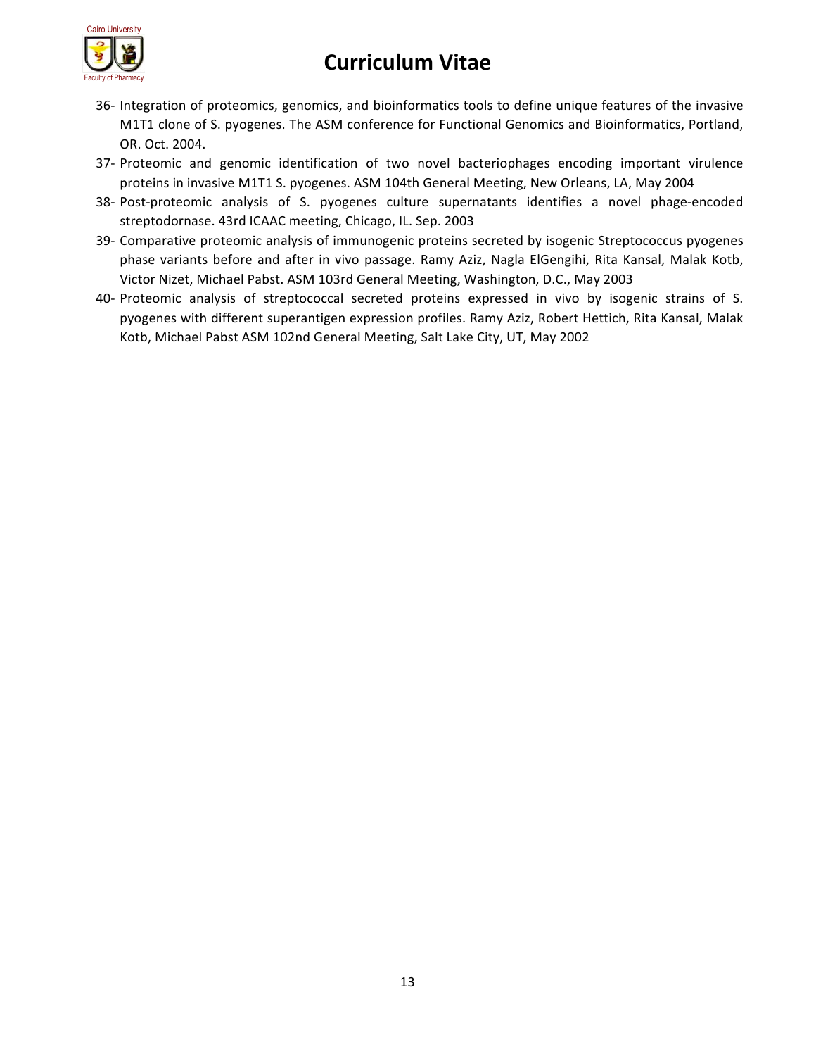36- Integration of proteomics, genomics, and bioinformatics tools to define unique features of the invasive M1T1 clone of S. pyogenes. The ASM conference for Functional Genomics and Bioinformatics, Portland, OR. Oct. 2004.

37- Proteomic and genomic identification of two novel bacteriophages encoding important virulence proteins in invasive M1T1 S. pyogenes. ASM 104th General Meeting, New Orleans, LA, May 2004

38- Post-proteomic analysis of S. pyogenes culture supernatants identifies a novel phage-encoded streptodornase. 43rd ICAAC meeting, Chicago, IL. Sep. 2003

39- Comparative proteomic analysis of immunogenic proteins secreted by isogenic Streptococcus pyogenes phase variants before and after in vivo passage. Ramy Aziz, Nagla ElGengihi, Rita Kansal, Malak Kotb, Victor Nizet, Michael Pabst. ASM 103rd General Meeting, Washington, D.C., May 2003

40- Proteomic analysis of streptococcal secreted proteins expressed in vivo by isogenic strains of S. pyogenes with different superantigen expression profiles. Ramy Aziz, Robert Hettich, Rita Kansal, Malak Kotb, Michael Pabst ASM 102nd General Meeting, Salt Lake City, UT, May 2002